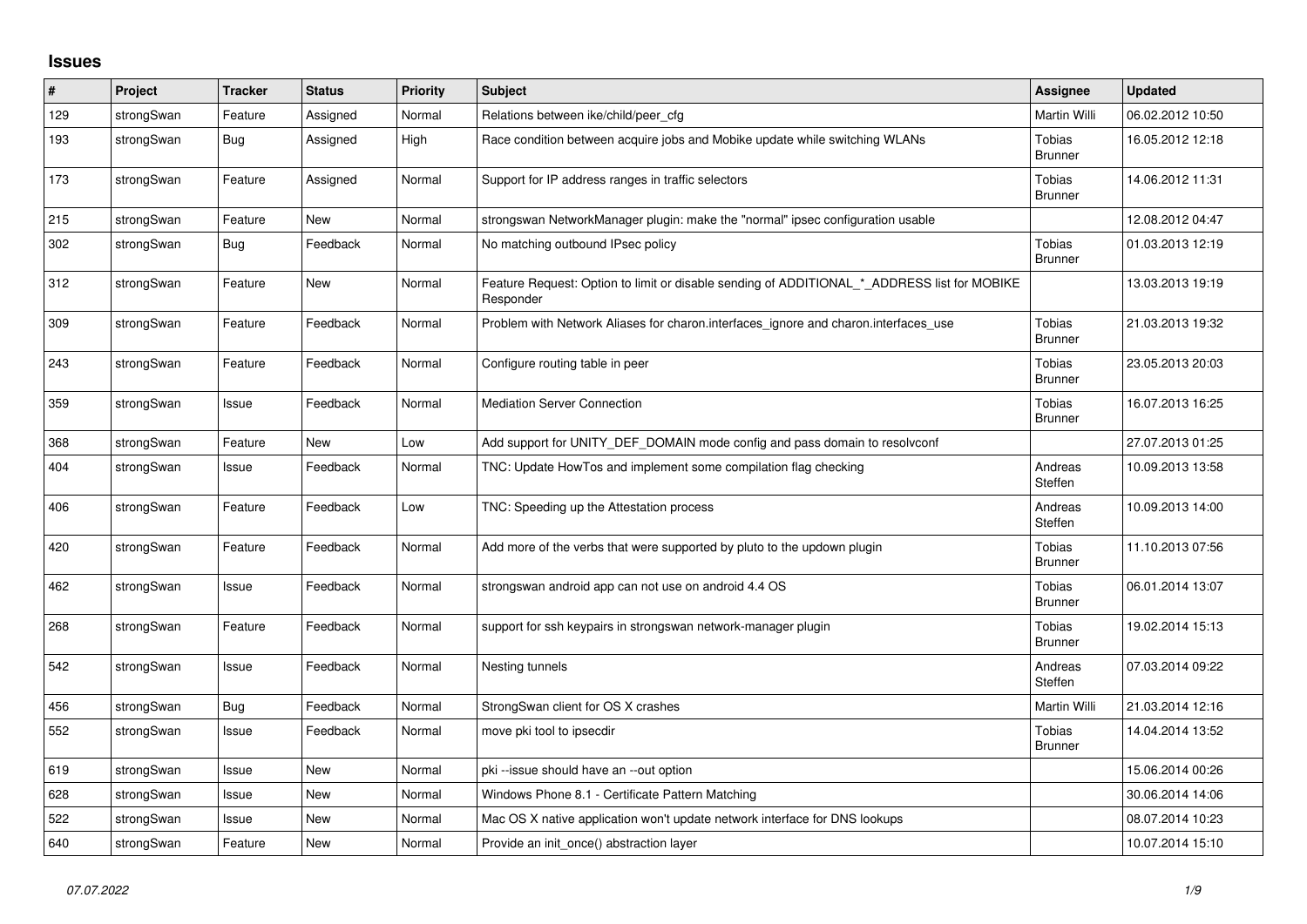## Issues

| # | Project | Tracker | Status | Priority | Subject | Assignee | Updated |
|---|---|---|---|---|---|---|---|
| 129 | strongSwan | Feature | Assigned | Normal | Relations between ike/child/peer_cfg | Martin Willi | 06.02.2012 10:50 |
| 193 | strongSwan | Bug | Assigned | High | Race condition between acquire jobs and Mobike update while switching WLANs | Tobias Brunner | 16.05.2012 12:18 |
| 173 | strongSwan | Feature | Assigned | Normal | Support for IP address ranges in traffic selectors | Tobias Brunner | 14.06.2012 11:31 |
| 215 | strongSwan | Feature | New | Normal | strongswan NetworkManager plugin: make the "normal" ipsec configuration usable | | 12.08.2012 04:47 |
| 302 | strongSwan | Bug | Feedback | Normal | No matching outbound IPsec policy | Tobias Brunner | 01.03.2013 12:19 |
| 312 | strongSwan | Feature | New | Normal | Feature Request: Option to limit or disable sending of ADDITIONAL_*_ADDRESS list for MOBIKE Responder | | 13.03.2013 19:19 |
| 309 | strongSwan | Feature | Feedback | Normal | Problem with Network Aliases for charon.interfaces_ignore and charon.interfaces_use | Tobias Brunner | 21.03.2013 19:32 |
| 243 | strongSwan | Feature | Feedback | Normal | Configure routing table in peer | Tobias Brunner | 23.05.2013 20:03 |
| 359 | strongSwan | Issue | Feedback | Normal | Mediation Server Connection | Tobias Brunner | 16.07.2013 16:25 |
| 368 | strongSwan | Feature | New | Low | Add support for UNITY_DEF_DOMAIN mode config and pass domain to resolvconf | | 27.07.2013 01:25 |
| 404 | strongSwan | Issue | Feedback | Normal | TNC: Update HowTos and implement some compilation flag checking | Andreas Steffen | 10.09.2013 13:58 |
| 406 | strongSwan | Feature | Feedback | Low | TNC: Speeding up the Attestation process | Andreas Steffen | 10.09.2013 14:00 |
| 420 | strongSwan | Feature | Feedback | Normal | Add more of the verbs that were supported by pluto to the updown plugin | Tobias Brunner | 11.10.2013 07:56 |
| 462 | strongSwan | Issue | Feedback | Normal | strongswan android app can not use on android 4.4 OS | Tobias Brunner | 06.01.2014 13:07 |
| 268 | strongSwan | Feature | Feedback | Normal | support for ssh keypairs in strongswan network-manager plugin | Tobias Brunner | 19.02.2014 15:13 |
| 542 | strongSwan | Issue | Feedback | Normal | Nesting tunnels | Andreas Steffen | 07.03.2014 09:22 |
| 456 | strongSwan | Bug | Feedback | Normal | StrongSwan client for OS X crashes | Martin Willi | 21.03.2014 12:16 |
| 552 | strongSwan | Issue | Feedback | Normal | move pki tool to ipsecdir | Tobias Brunner | 14.04.2014 13:52 |
| 619 | strongSwan | Issue | New | Normal | pki --issue should have an --out option | | 15.06.2014 00:26 |
| 628 | strongSwan | Issue | New | Normal | Windows Phone 8.1 - Certificate Pattern Matching | | 30.06.2014 14:06 |
| 522 | strongSwan | Issue | New | Normal | Mac OS X native application won't update network interface for DNS lookups | | 08.07.2014 10:23 |
| 640 | strongSwan | Feature | New | Normal | Provide an init_once() abstraction layer | | 10.07.2014 15:10 |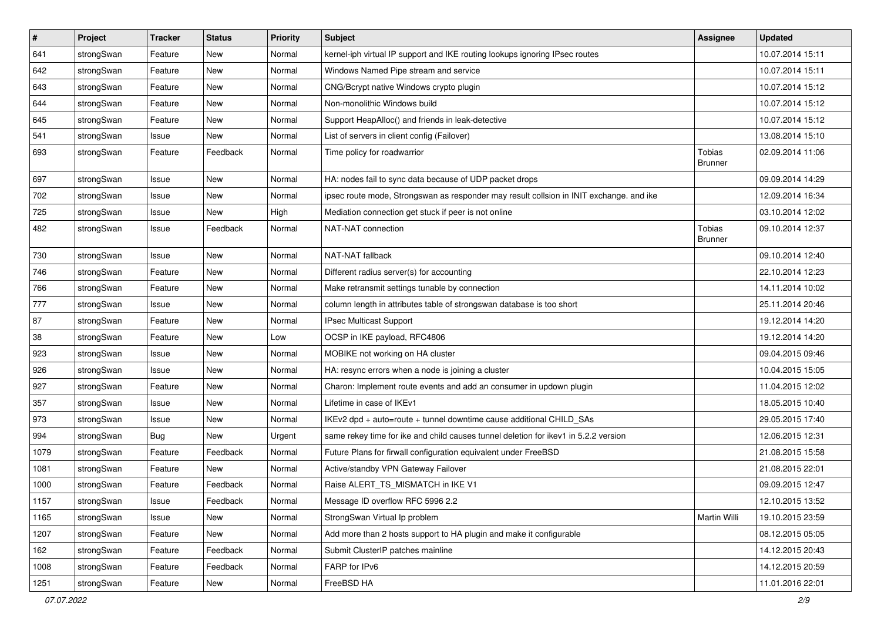| # | Project | Tracker | Status | Priority | Subject | Assignee | Updated |
| --- | --- | --- | --- | --- | --- | --- | --- |
| 641 | strongSwan | Feature | New | Normal | kernel-iph virtual IP support and IKE routing lookups ignoring IPsec routes | | 10.07.2014 15:11 |
| 642 | strongSwan | Feature | New | Normal | Windows Named Pipe stream and service | | 10.07.2014 15:11 |
| 643 | strongSwan | Feature | New | Normal | CNG/Bcrypt native Windows crypto plugin | | 10.07.2014 15:12 |
| 644 | strongSwan | Feature | New | Normal | Non-monolithic Windows build | | 10.07.2014 15:12 |
| 645 | strongSwan | Feature | New | Normal | Support HeapAlloc() and friends in leak-detective | | 10.07.2014 15:12 |
| 541 | strongSwan | Issue | New | Normal | List of servers in client config (Failover) | | 13.08.2014 15:10 |
| 693 | strongSwan | Feature | Feedback | Normal | Time policy for roadwarrior | Tobias Brunner | 02.09.2014 11:06 |
| 697 | strongSwan | Issue | New | Normal | HA: nodes fail to sync data because of UDP packet drops | | 09.09.2014 14:29 |
| 702 | strongSwan | Issue | New | Normal | ipsec route mode, Strongswan as responder may result collsion in INIT exchange. and ike | | 12.09.2014 16:34 |
| 725 | strongSwan | Issue | New | High | Mediation connection get stuck if peer is not online | | 03.10.2014 12:02 |
| 482 | strongSwan | Issue | Feedback | Normal | NAT-NAT connection | Tobias Brunner | 09.10.2014 12:37 |
| 730 | strongSwan | Issue | New | Normal | NAT-NAT fallback | | 09.10.2014 12:40 |
| 746 | strongSwan | Feature | New | Normal | Different radius server(s) for accounting | | 22.10.2014 12:23 |
| 766 | strongSwan | Feature | New | Normal | Make retransmit settings tunable by connection | | 14.11.2014 10:02 |
| 777 | strongSwan | Issue | New | Normal | column length in attributes table of strongswan database is too short | | 25.11.2014 20:46 |
| 87 | strongSwan | Feature | New | Normal | IPsec Multicast Support | | 19.12.2014 14:20 |
| 38 | strongSwan | Feature | New | Low | OCSP in IKE payload, RFC4806 | | 19.12.2014 14:20 |
| 923 | strongSwan | Issue | New | Normal | MOBIKE not working on HA cluster | | 09.04.2015 09:46 |
| 926 | strongSwan | Issue | New | Normal | HA: resync errors when a node is joining a cluster | | 10.04.2015 15:05 |
| 927 | strongSwan | Feature | New | Normal | Charon: Implement route events and add an consumer in updown plugin | | 11.04.2015 12:02 |
| 357 | strongSwan | Issue | New | Normal | Lifetime in case of IKEv1 | | 18.05.2015 10:40 |
| 973 | strongSwan | Issue | New | Normal | IKEv2 dpd + auto=route + tunnel downtime cause additional CHILD_SAs | | 29.05.2015 17:40 |
| 994 | strongSwan | Bug | New | Urgent | same rekey time for ike and child causes tunnel deletion for ikev1 in 5.2.2 version | | 12.06.2015 12:31 |
| 1079 | strongSwan | Feature | Feedback | Normal | Future Plans for firwall configuration equivalent under FreeBSD | | 21.08.2015 15:58 |
| 1081 | strongSwan | Feature | New | Normal | Active/standby VPN Gateway Failover | | 21.08.2015 22:01 |
| 1000 | strongSwan | Feature | Feedback | Normal | Raise ALERT_TS_MISMATCH in IKE V1 | | 09.09.2015 12:47 |
| 1157 | strongSwan | Issue | Feedback | Normal | Message ID overflow RFC 5996 2.2 | | 12.10.2015 13:52 |
| 1165 | strongSwan | Issue | New | Normal | StrongSwan Virtual Ip problem | Martin Willi | 19.10.2015 23:59 |
| 1207 | strongSwan | Feature | New | Normal | Add more than 2 hosts support to HA plugin and make it configurable | | 08.12.2015 05:05 |
| 162 | strongSwan | Feature | Feedback | Normal | Submit ClusterIP patches mainline | | 14.12.2015 20:43 |
| 1008 | strongSwan | Feature | Feedback | Normal | FARP for IPv6 | | 14.12.2015 20:59 |
| 1251 | strongSwan | Feature | New | Normal | FreeBSD HA | | 11.01.2016 22:01 |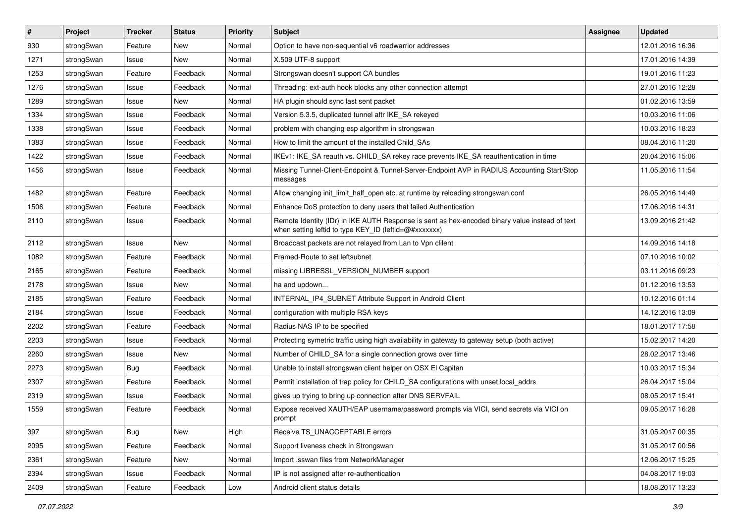| # | Project | Tracker | Status | Priority | Subject | Assignee | Updated |
|---|---|---|---|---|---|---|---|
| 930 | strongSwan | Feature | New | Normal | Option to have non-sequential v6 roadwarrior addresses | | 12.01.2016 16:36 |
| 1271 | strongSwan | Issue | New | Normal | X.509 UTF-8 support | | 17.01.2016 14:39 |
| 1253 | strongSwan | Feature | Feedback | Normal | Strongswan doesn't support CA bundles | | 19.01.2016 11:23 |
| 1276 | strongSwan | Issue | Feedback | Normal | Threading: ext-auth hook blocks any other connection attempt | | 27.01.2016 12:28 |
| 1289 | strongSwan | Issue | New | Normal | HA plugin should sync last sent packet | | 01.02.2016 13:59 |
| 1334 | strongSwan | Issue | Feedback | Normal | Version 5.3.5, duplicated tunnel aftr IKE_SA rekeyed | | 10.03.2016 11:06 |
| 1338 | strongSwan | Issue | Feedback | Normal | problem with changing esp algorithm in strongswan | | 10.03.2016 18:23 |
| 1383 | strongSwan | Issue | Feedback | Normal | How to limit the amount of the installed Child_SAs | | 08.04.2016 11:20 |
| 1422 | strongSwan | Issue | Feedback | Normal | IKEv1: IKE_SA reauth vs. CHILD_SA rekey race prevents IKE_SA reauthentication in time | | 20.04.2016 15:06 |
| 1456 | strongSwan | Issue | Feedback | Normal | Missing Tunnel-Client-Endpoint & Tunnel-Server-Endpoint AVP in RADIUS Accounting Start/Stop messages | | 11.05.2016 11:54 |
| 1482 | strongSwan | Feature | Feedback | Normal | Allow changing init_limit_half_open etc. at runtime by reloading strongswan.conf | | 26.05.2016 14:49 |
| 1506 | strongSwan | Feature | Feedback | Normal | Enhance DoS protection to deny users that failed Authentication | | 17.06.2016 14:31 |
| 2110 | strongSwan | Issue | Feedback | Normal | Remote Identity (IDr) in IKE AUTH Response is sent as hex-encoded binary value instead of text when setting leftid to type KEY_ID (leftid=@#xxxxxxx) | | 13.09.2016 21:42 |
| 2112 | strongSwan | Issue | New | Normal | Broadcast packets are not relayed from Lan to Vpn clilent | | 14.09.2016 14:18 |
| 1082 | strongSwan | Feature | Feedback | Normal | Framed-Route to set leftsubnet | | 07.10.2016 10:02 |
| 2165 | strongSwan | Feature | Feedback | Normal | missing LIBRESSL_VERSION_NUMBER support | | 03.11.2016 09:23 |
| 2178 | strongSwan | Issue | New | Normal | ha and updown... | | 01.12.2016 13:53 |
| 2185 | strongSwan | Feature | Feedback | Normal | INTERNAL_IP4_SUBNET Attribute Support in Android Client | | 10.12.2016 01:14 |
| 2184 | strongSwan | Issue | Feedback | Normal | configuration with multiple RSA keys | | 14.12.2016 13:09 |
| 2202 | strongSwan | Feature | Feedback | Normal | Radius NAS IP to be specified | | 18.01.2017 17:58 |
| 2203 | strongSwan | Issue | Feedback | Normal | Protecting symetric traffic using high availability in gateway to gateway setup (both active) | | 15.02.2017 14:20 |
| 2260 | strongSwan | Issue | New | Normal | Number of CHILD_SA for a single connection grows over time | | 28.02.2017 13:46 |
| 2273 | strongSwan | Bug | Feedback | Normal | Unable to install strongswan client helper on OSX El Capitan | | 10.03.2017 15:34 |
| 2307 | strongSwan | Feature | Feedback | Normal | Permit installation of trap policy for CHILD_SA configurations with unset local_addrs | | 26.04.2017 15:04 |
| 2319 | strongSwan | Issue | Feedback | Normal | gives up trying to bring up connection after DNS SERVFAIL | | 08.05.2017 15:41 |
| 1559 | strongSwan | Feature | Feedback | Normal | Expose received XAUTH/EAP username/password prompts via VICI, send secrets via VICI on prompt | | 09.05.2017 16:28 |
| 397 | strongSwan | Bug | New | High | Receive TS_UNACCEPTABLE errors | | 31.05.2017 00:35 |
| 2095 | strongSwan | Feature | Feedback | Normal | Support liveness check in Strongswan | | 31.05.2017 00:56 |
| 2361 | strongSwan | Feature | New | Normal | Import .sswan files from NetworkManager | | 12.06.2017 15:25 |
| 2394 | strongSwan | Issue | Feedback | Normal | IP is not assigned after re-authentication | | 04.08.2017 19:03 |
| 2409 | strongSwan | Feature | Feedback | Low | Android client status details | | 18.08.2017 13:23 |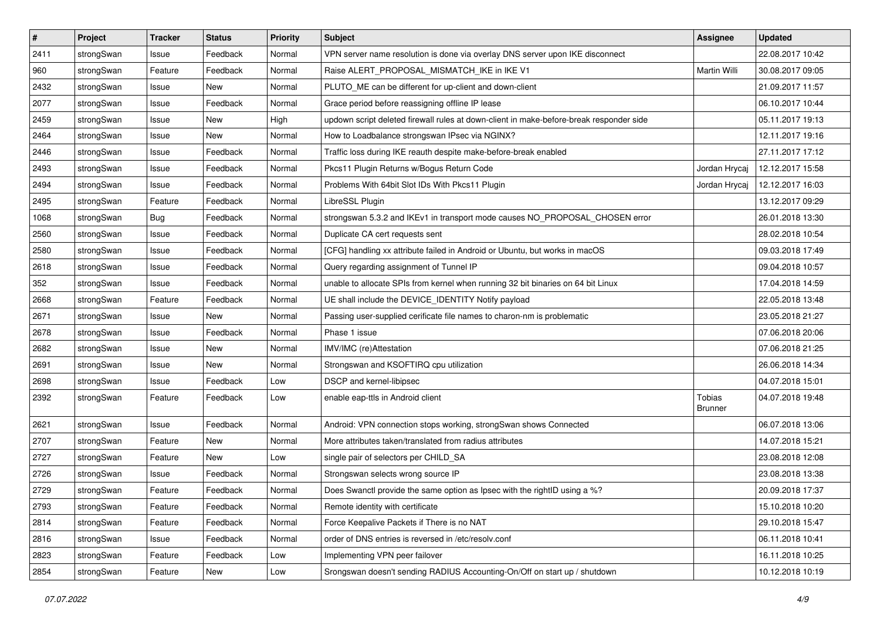| # | Project | Tracker | Status | Priority | Subject | Assignee | Updated |
|---|---|---|---|---|---|---|---|
| 2411 | strongSwan | Issue | Feedback | Normal | VPN server name resolution is done via overlay DNS server upon IKE disconnect | | 22.08.2017 10:42 |
| 960 | strongSwan | Feature | Feedback | Normal | Raise ALERT_PROPOSAL_MISMATCH_IKE in IKE V1 | Martin Willi | 30.08.2017 09:05 |
| 2432 | strongSwan | Issue | New | Normal | PLUTO_ME can be different for up-client and down-client | | 21.09.2017 11:57 |
| 2077 | strongSwan | Issue | Feedback | Normal | Grace period before reassigning offline IP lease | | 06.10.2017 10:44 |
| 2459 | strongSwan | Issue | New | High | updown script deleted firewall rules at down-client in make-before-break responder side | | 05.11.2017 19:13 |
| 2464 | strongSwan | Issue | New | Normal | How to Loadbalance strongswan IPsec via NGINX? | | 12.11.2017 19:16 |
| 2446 | strongSwan | Issue | Feedback | Normal | Traffic loss during IKE reauth despite make-before-break enabled | | 27.11.2017 17:12 |
| 2493 | strongSwan | Issue | Feedback | Normal | Pkcs11 Plugin Returns w/Bogus Return Code | Jordan Hrycaj | 12.12.2017 15:58 |
| 2494 | strongSwan | Issue | Feedback | Normal | Problems With 64bit Slot IDs With Pkcs11 Plugin | Jordan Hrycaj | 12.12.2017 16:03 |
| 2495 | strongSwan | Feature | Feedback | Normal | LibreSSL Plugin | | 13.12.2017 09:29 |
| 1068 | strongSwan | Bug | Feedback | Normal | strongswan 5.3.2 and IKEv1 in transport mode causes NO_PROPOSAL_CHOSEN error | | 26.01.2018 13:30 |
| 2560 | strongSwan | Issue | Feedback | Normal | Duplicate CA cert requests sent | | 28.02.2018 10:54 |
| 2580 | strongSwan | Issue | Feedback | Normal | [CFG] handling xx attribute failed in Android or Ubuntu, but works in macOS | | 09.03.2018 17:49 |
| 2618 | strongSwan | Issue | Feedback | Normal | Query regarding assignment of Tunnel IP | | 09.04.2018 10:57 |
| 352 | strongSwan | Issue | Feedback | Normal | unable to allocate SPIs from kernel when running 32 bit binaries on 64 bit Linux | | 17.04.2018 14:59 |
| 2668 | strongSwan | Feature | Feedback | Normal | UE shall include the DEVICE_IDENTITY Notify payload | | 22.05.2018 13:48 |
| 2671 | strongSwan | Issue | New | Normal | Passing user-supplied cerificate file names to charon-nm is problematic | | 23.05.2018 21:27 |
| 2678 | strongSwan | Issue | Feedback | Normal | Phase 1 issue | | 07.06.2018 20:06 |
| 2682 | strongSwan | Issue | New | Normal | IMV/IMC (re)Attestation | | 07.06.2018 21:25 |
| 2691 | strongSwan | Issue | New | Normal | Strongswan and KSOFTIRQ cpu utilization | | 26.06.2018 14:34 |
| 2698 | strongSwan | Issue | Feedback | Low | DSCP and kernel-libipsec | | 04.07.2018 15:01 |
| 2392 | strongSwan | Feature | Feedback | Low | enable eap-ttls in Android client | Tobias Brunner | 04.07.2018 19:48 |
| 2621 | strongSwan | Issue | Feedback | Normal | Android: VPN connection stops working, strongSwan shows Connected | | 06.07.2018 13:06 |
| 2707 | strongSwan | Feature | New | Normal | More attributes taken/translated from radius attributes | | 14.07.2018 15:21 |
| 2727 | strongSwan | Feature | New | Low | single pair of selectors per CHILD_SA | | 23.08.2018 12:08 |
| 2726 | strongSwan | Issue | Feedback | Normal | Strongswan selects wrong source IP | | 23.08.2018 13:38 |
| 2729 | strongSwan | Feature | Feedback | Normal | Does Swanctl provide the same option as Ipsec with the rightID using a %? | | 20.09.2018 17:37 |
| 2793 | strongSwan | Feature | Feedback | Normal | Remote identity with certificate | | 15.10.2018 10:20 |
| 2814 | strongSwan | Feature | Feedback | Normal | Force Keepalive Packets if There is no NAT | | 29.10.2018 15:47 |
| 2816 | strongSwan | Issue | Feedback | Normal | order of DNS entries is reversed in /etc/resolv.conf | | 06.11.2018 10:41 |
| 2823 | strongSwan | Feature | Feedback | Low | Implementing VPN peer failover | | 16.11.2018 10:25 |
| 2854 | strongSwan | Feature | New | Low | Srongswan doesn't sending RADIUS Accounting-On/Off on start up / shutdown | | 10.12.2018 10:19 |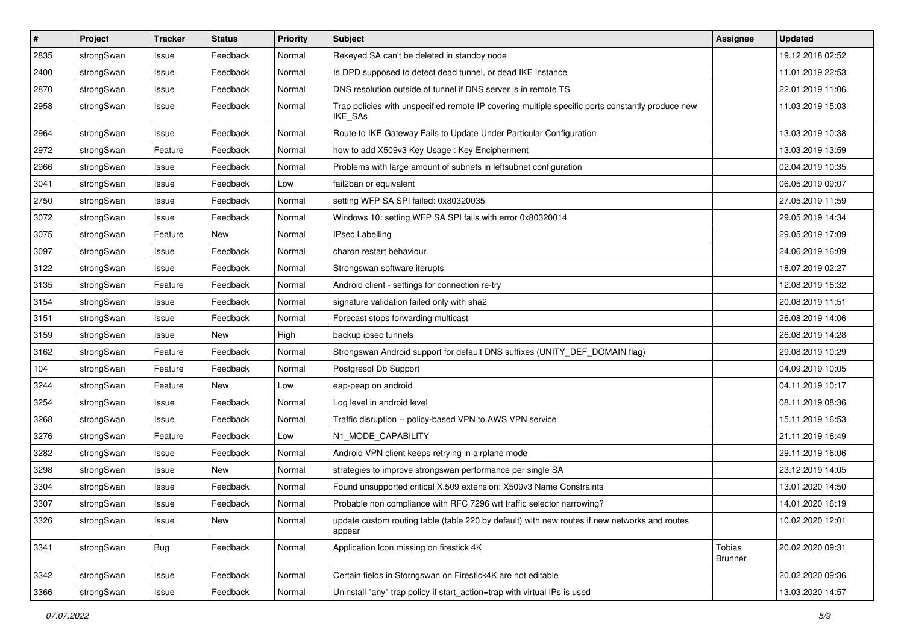| # | Project | Tracker | Status | Priority | Subject | Assignee | Updated |
|---|---|---|---|---|---|---|---|
| 2835 | strongSwan | Issue | Feedback | Normal | Rekeyed SA can't be deleted in standby node | | 19.12.2018 02:52 |
| 2400 | strongSwan | Issue | Feedback | Normal | Is DPD supposed to detect dead tunnel, or dead IKE instance | | 11.01.2019 22:53 |
| 2870 | strongSwan | Issue | Feedback | Normal | DNS resolution outside of tunnel if DNS server is in remote TS | | 22.01.2019 11:06 |
| 2958 | strongSwan | Issue | Feedback | Normal | Trap policies with unspecified remote IP covering multiple specific ports constantly produce new IKE_SAs | | 11.03.2019 15:03 |
| 2964 | strongSwan | Issue | Feedback | Normal | Route to IKE Gateway Fails to Update Under Particular Configuration | | 13.03.2019 10:38 |
| 2972 | strongSwan | Feature | Feedback | Normal | how to add X509v3 Key Usage : Key Encipherment | | 13.03.2019 13:59 |
| 2966 | strongSwan | Issue | Feedback | Normal | Problems with large amount of subnets in leftsubnet configuration | | 02.04.2019 10:35 |
| 3041 | strongSwan | Issue | Feedback | Low | fail2ban or equivalent | | 06.05.2019 09:07 |
| 2750 | strongSwan | Issue | Feedback | Normal | setting WFP SA SPI failed: 0x80320035 | | 27.05.2019 11:59 |
| 3072 | strongSwan | Issue | Feedback | Normal | Windows 10: setting WFP SA SPI fails with error 0x80320014 | | 29.05.2019 14:34 |
| 3075 | strongSwan | Feature | New | Normal | IPsec Labelling | | 29.05.2019 17:09 |
| 3097 | strongSwan | Issue | Feedback | Normal | charon restart behaviour | | 24.06.2019 16:09 |
| 3122 | strongSwan | Issue | Feedback | Normal | Strongswan software iterupts | | 18.07.2019 02:27 |
| 3135 | strongSwan | Feature | Feedback | Normal | Android client - settings for connection re-try | | 12.08.2019 16:32 |
| 3154 | strongSwan | Issue | Feedback | Normal | signature validation failed only with sha2 | | 20.08.2019 11:51 |
| 3151 | strongSwan | Issue | Feedback | Normal | Forecast stops forwarding multicast | | 26.08.2019 14:06 |
| 3159 | strongSwan | Issue | New | High | backup ipsec tunnels | | 26.08.2019 14:28 |
| 3162 | strongSwan | Feature | Feedback | Normal | Strongswan Android support for default DNS suffixes (UNITY_DEF_DOMAIN flag) | | 29.08.2019 10:29 |
| 104 | strongSwan | Feature | Feedback | Normal | Postgresql Db Support | | 04.09.2019 10:05 |
| 3244 | strongSwan | Feature | New | Low | eap-peap on android | | 04.11.2019 10:17 |
| 3254 | strongSwan | Issue | Feedback | Normal | Log level in android level | | 08.11.2019 08:36 |
| 3268 | strongSwan | Issue | Feedback | Normal | Traffic disruption -- policy-based VPN to AWS VPN service | | 15.11.2019 16:53 |
| 3276 | strongSwan | Feature | Feedback | Low | N1_MODE_CAPABILITY | | 21.11.2019 16:49 |
| 3282 | strongSwan | Issue | Feedback | Normal | Android VPN client keeps retrying in airplane mode | | 29.11.2019 16:06 |
| 3298 | strongSwan | Issue | New | Normal | strategies to improve strongswan performance per single SA | | 23.12.2019 14:05 |
| 3304 | strongSwan | Issue | Feedback | Normal | Found unsupported critical X.509 extension: X509v3 Name Constraints | | 13.01.2020 14:50 |
| 3307 | strongSwan | Issue | Feedback | Normal | Probable non compliance with RFC 7296 wrt traffic selector narrowing? | | 14.01.2020 16:19 |
| 3326 | strongSwan | Issue | New | Normal | update custom routing table (table 220 by default) with new routes if new networks and routes appear | | 10.02.2020 12:01 |
| 3341 | strongSwan | Bug | Feedback | Normal | Application Icon missing on firestick 4K | Tobias Brunner | 20.02.2020 09:31 |
| 3342 | strongSwan | Issue | Feedback | Normal | Certain fields in Storngswan on Firestick4K are not editable | | 20.02.2020 09:36 |
| 3366 | strongSwan | Issue | Feedback | Normal | Uninstall "any" trap policy if start_action=trap with virtual IPs is used | | 13.03.2020 14:57 |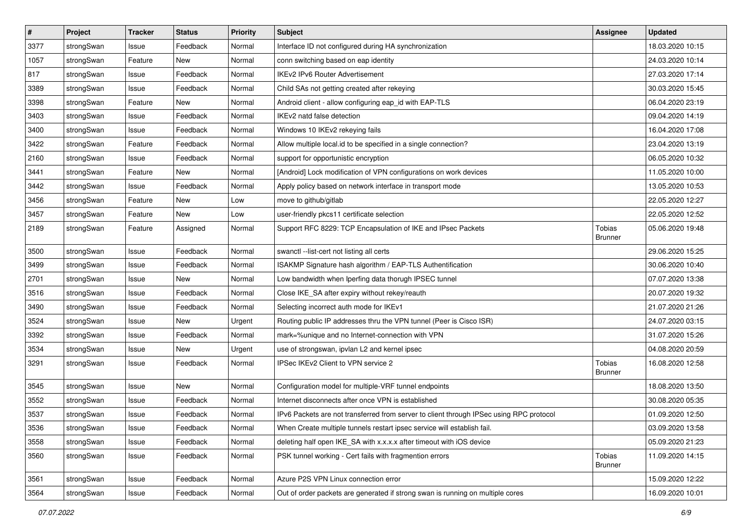| # | Project | Tracker | Status | Priority | Subject | Assignee | Updated |
|---|---|---|---|---|---|---|---|
| 3377 | strongSwan | Issue | Feedback | Normal | Interface ID not configured during HA synchronization | | 18.03.2020 10:15 |
| 1057 | strongSwan | Feature | New | Normal | conn switching based on eap identity | | 24.03.2020 10:14 |
| 817 | strongSwan | Issue | Feedback | Normal | IKEv2 IPv6 Router Advertisement | | 27.03.2020 17:14 |
| 3389 | strongSwan | Issue | Feedback | Normal | Child SAs not getting created after rekeying | | 30.03.2020 15:45 |
| 3398 | strongSwan | Feature | New | Normal | Android client - allow configuring eap_id with EAP-TLS | | 06.04.2020 23:19 |
| 3403 | strongSwan | Issue | Feedback | Normal | IKEv2 natd false detection | | 09.04.2020 14:19 |
| 3400 | strongSwan | Issue | Feedback | Normal | Windows 10 IKEv2 rekeying fails | | 16.04.2020 17:08 |
| 3422 | strongSwan | Feature | Feedback | Normal | Allow multiple local.id to be specified in a single connection? | | 23.04.2020 13:19 |
| 2160 | strongSwan | Issue | Feedback | Normal | support for opportunistic encryption | | 06.05.2020 10:32 |
| 3441 | strongSwan | Feature | New | Normal | [Android] Lock modification of VPN configurations on work devices | | 11.05.2020 10:00 |
| 3442 | strongSwan | Issue | Feedback | Normal | Apply policy based on network interface in transport mode | | 13.05.2020 10:53 |
| 3456 | strongSwan | Feature | New | Low | move to github/gitlab | | 22.05.2020 12:27 |
| 3457 | strongSwan | Feature | New | Low | user-friendly pkcs11 certificate selection | | 22.05.2020 12:52 |
| 2189 | strongSwan | Feature | Assigned | Normal | Support RFC 8229: TCP Encapsulation of IKE and IPsec Packets | Tobias Brunner | 05.06.2020 19:48 |
| 3500 | strongSwan | Issue | Feedback | Normal | swanctl --list-cert not listing all certs | | 29.06.2020 15:25 |
| 3499 | strongSwan | Issue | Feedback | Normal | ISAKMP Signature hash algorithm / EAP-TLS Authentification | | 30.06.2020 10:40 |
| 2701 | strongSwan | Issue | New | Normal | Low bandwidth when Iperfing data thorugh IPSEC tunnel | | 07.07.2020 13:38 |
| 3516 | strongSwan | Issue | Feedback | Normal | Close IKE_SA after expiry without rekey/reauth | | 20.07.2020 19:32 |
| 3490 | strongSwan | Issue | Feedback | Normal | Selecting incorrect auth mode for IKEv1 | | 21.07.2020 21:26 |
| 3524 | strongSwan | Issue | New | Urgent | Routing public IP addresses thru the VPN tunnel (Peer is Cisco ISR) | | 24.07.2020 03:15 |
| 3392 | strongSwan | Issue | Feedback | Normal | mark=%unique and no Internet-connection with VPN | | 31.07.2020 15:26 |
| 3534 | strongSwan | Issue | New | Urgent | use of strongswan, ipvlan L2 and kernel ipsec | | 04.08.2020 20:59 |
| 3291 | strongSwan | Issue | Feedback | Normal | IPSec IKEv2 Client to VPN service 2 | Tobias Brunner | 16.08.2020 12:58 |
| 3545 | strongSwan | Issue | New | Normal | Configuration model for multiple-VRF tunnel endpoints | | 18.08.2020 13:50 |
| 3552 | strongSwan | Issue | Feedback | Normal | Internet disconnects after once VPN is established | | 30.08.2020 05:35 |
| 3537 | strongSwan | Issue | Feedback | Normal | IPv6 Packets are not transferred from server to client through IPSec using RPC protocol | | 01.09.2020 12:50 |
| 3536 | strongSwan | Issue | Feedback | Normal | When Create multiple tunnels restart ipsec service will establish fail. | | 03.09.2020 13:58 |
| 3558 | strongSwan | Issue | Feedback | Normal | deleting half open IKE_SA with x.x.x.x after timeout with iOS device | | 05.09.2020 21:23 |
| 3560 | strongSwan | Issue | Feedback | Normal | PSK tunnel working - Cert fails with fragmention errors | Tobias Brunner | 11.09.2020 14:15 |
| 3561 | strongSwan | Issue | Feedback | Normal | Azure P2S VPN Linux connection error | | 15.09.2020 12:22 |
| 3564 | strongSwan | Issue | Feedback | Normal | Out of order packets are generated if strong swan is running on multiple cores | | 16.09.2020 10:01 |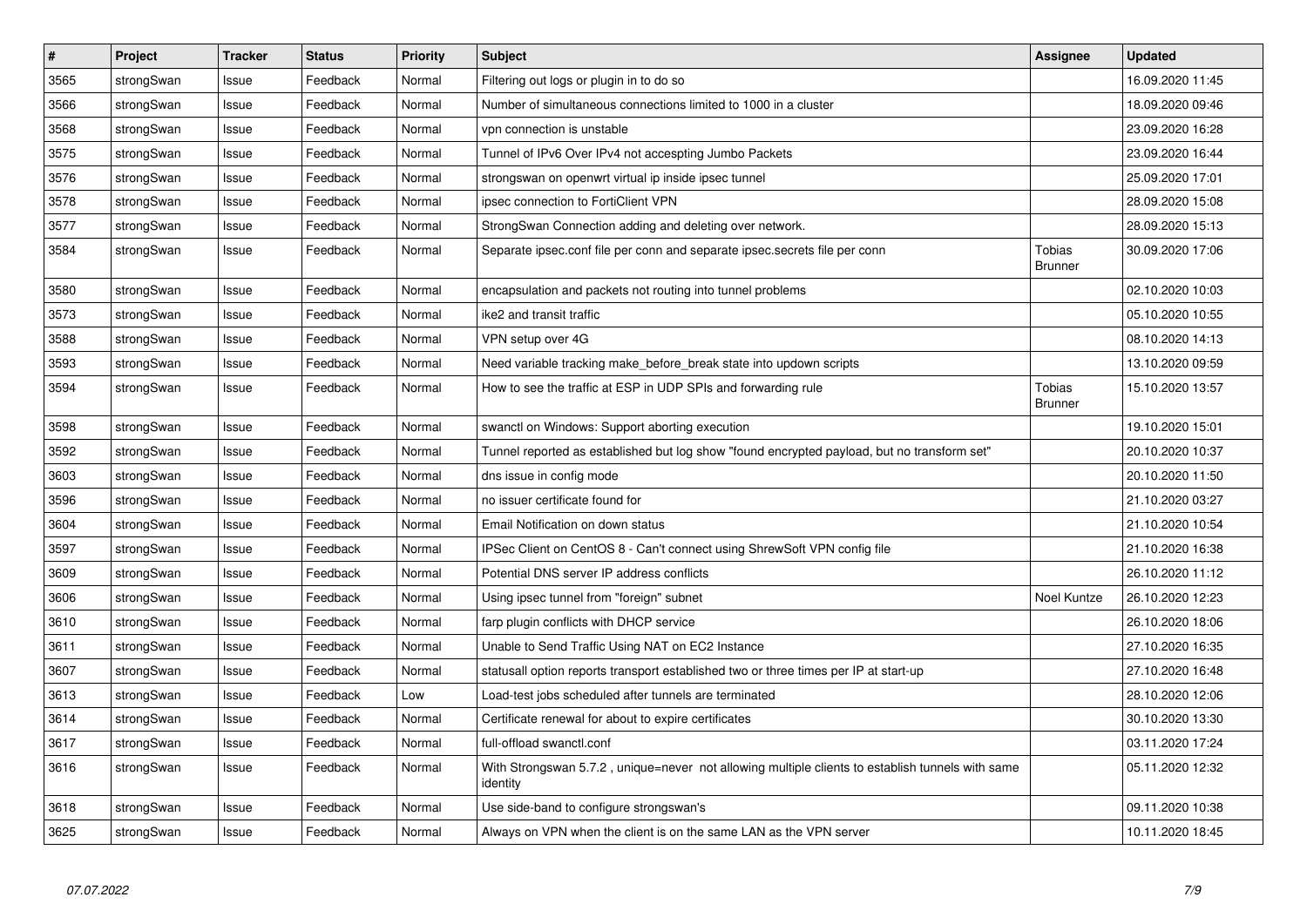| # | Project | Tracker | Status | Priority | Subject | Assignee | Updated |
|---|---|---|---|---|---|---|---|
| 3565 | strongSwan | Issue | Feedback | Normal | Filtering out logs or plugin in to do so | | 16.09.2020 11:45 |
| 3566 | strongSwan | Issue | Feedback | Normal | Number of simultaneous connections limited to 1000 in a cluster | | 18.09.2020 09:46 |
| 3568 | strongSwan | Issue | Feedback | Normal | vpn connection is unstable | | 23.09.2020 16:28 |
| 3575 | strongSwan | Issue | Feedback | Normal | Tunnel of IPv6 Over IPv4 not accespting Jumbo Packets | | 23.09.2020 16:44 |
| 3576 | strongSwan | Issue | Feedback | Normal | strongswan on openwrt virtual ip inside ipsec tunnel | | 25.09.2020 17:01 |
| 3578 | strongSwan | Issue | Feedback | Normal | ipsec connection to FortiClient VPN | | 28.09.2020 15:08 |
| 3577 | strongSwan | Issue | Feedback | Normal | StrongSwan Connection adding and deleting over network. | | 28.09.2020 15:13 |
| 3584 | strongSwan | Issue | Feedback | Normal | Separate ipsec.conf file per conn and separate ipsec.secrets file per conn | Tobias Brunner | 30.09.2020 17:06 |
| 3580 | strongSwan | Issue | Feedback | Normal | encapsulation and packets not routing into tunnel problems | | 02.10.2020 10:03 |
| 3573 | strongSwan | Issue | Feedback | Normal | ike2 and transit traffic | | 05.10.2020 10:55 |
| 3588 | strongSwan | Issue | Feedback | Normal | VPN setup over 4G | | 08.10.2020 14:13 |
| 3593 | strongSwan | Issue | Feedback | Normal | Need variable tracking make_before_break state into updown scripts | | 13.10.2020 09:59 |
| 3594 | strongSwan | Issue | Feedback | Normal | How to see the traffic at ESP in UDP SPIs and forwarding rule | Tobias Brunner | 15.10.2020 13:57 |
| 3598 | strongSwan | Issue | Feedback | Normal | swanctl on Windows: Support aborting execution | | 19.10.2020 15:01 |
| 3592 | strongSwan | Issue | Feedback | Normal | Tunnel reported as established but log show "found encrypted payload, but no transform set" | | 20.10.2020 10:37 |
| 3603 | strongSwan | Issue | Feedback | Normal | dns issue in config mode | | 20.10.2020 11:50 |
| 3596 | strongSwan | Issue | Feedback | Normal | no issuer certificate found for | | 21.10.2020 03:27 |
| 3604 | strongSwan | Issue | Feedback | Normal | Email Notification on down status | | 21.10.2020 10:54 |
| 3597 | strongSwan | Issue | Feedback | Normal | IPSec Client on CentOS 8 - Can't connect using ShrewSoft VPN config file | | 21.10.2020 16:38 |
| 3609 | strongSwan | Issue | Feedback | Normal | Potential DNS server IP address conflicts | | 26.10.2020 11:12 |
| 3606 | strongSwan | Issue | Feedback | Normal | Using ipsec tunnel from "foreign" subnet | Noel Kuntze | 26.10.2020 12:23 |
| 3610 | strongSwan | Issue | Feedback | Normal | farp plugin conflicts with DHCP service | | 26.10.2020 18:06 |
| 3611 | strongSwan | Issue | Feedback | Normal | Unable to Send Traffic Using NAT on EC2 Instance | | 27.10.2020 16:35 |
| 3607 | strongSwan | Issue | Feedback | Normal | statusall option reports transport established two or three times per IP at start-up | | 27.10.2020 16:48 |
| 3613 | strongSwan | Issue | Feedback | Low | Load-test jobs scheduled after tunnels are terminated | | 28.10.2020 12:06 |
| 3614 | strongSwan | Issue | Feedback | Normal | Certificate renewal for about to expire certificates | | 30.10.2020 13:30 |
| 3617 | strongSwan | Issue | Feedback | Normal | full-offload swanctl.conf | | 03.11.2020 17:24 |
| 3616 | strongSwan | Issue | Feedback | Normal | With Strongswan 5.7.2 , unique=never not allowing multiple clients to establish tunnels with same identity | | 05.11.2020 12:32 |
| 3618 | strongSwan | Issue | Feedback | Normal | Use side-band to configure strongswan's | | 09.11.2020 10:38 |
| 3625 | strongSwan | Issue | Feedback | Normal | Always on VPN when the client is on the same LAN as the VPN server | | 10.11.2020 18:45 |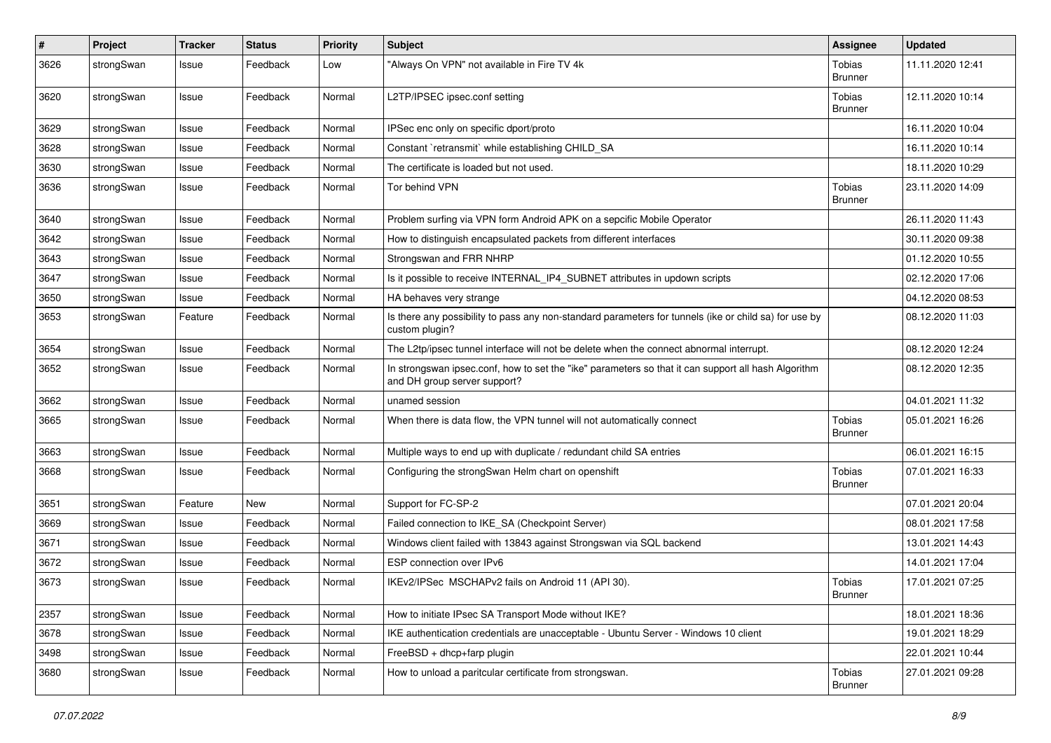| # | Project | Tracker | Status | Priority | Subject | Assignee | Updated |
|---|---|---|---|---|---|---|---|
| 3626 | strongSwan | Issue | Feedback | Low | "Always On VPN" not available in Fire TV 4k | Tobias Brunner | 11.11.2020 12:41 |
| 3620 | strongSwan | Issue | Feedback | Normal | L2TP/IPSEC ipsec.conf setting | Tobias Brunner | 12.11.2020 10:14 |
| 3629 | strongSwan | Issue | Feedback | Normal | IPSec enc only on specific dport/proto | | 16.11.2020 10:04 |
| 3628 | strongSwan | Issue | Feedback | Normal | Constant `retransmit` while establishing CHILD_SA | | 16.11.2020 10:14 |
| 3630 | strongSwan | Issue | Feedback | Normal | The certificate is loaded but not used. | | 18.11.2020 10:29 |
| 3636 | strongSwan | Issue | Feedback | Normal | Tor behind VPN | Tobias Brunner | 23.11.2020 14:09 |
| 3640 | strongSwan | Issue | Feedback | Normal | Problem surfing via VPN form Android APK on a sepcific Mobile Operator | | 26.11.2020 11:43 |
| 3642 | strongSwan | Issue | Feedback | Normal | How to distinguish encapsulated packets from different interfaces | | 30.11.2020 09:38 |
| 3643 | strongSwan | Issue | Feedback | Normal | Strongswan and FRR NHRP | | 01.12.2020 10:55 |
| 3647 | strongSwan | Issue | Feedback | Normal | Is it possible to receive INTERNAL_IP4_SUBNET attributes in updown scripts | | 02.12.2020 17:06 |
| 3650 | strongSwan | Issue | Feedback | Normal | HA behaves very strange | | 04.12.2020 08:53 |
| 3653 | strongSwan | Feature | Feedback | Normal | Is there any possibility to pass any non-standard parameters for tunnels (ike or child sa) for use by custom plugin? | | 08.12.2020 11:03 |
| 3654 | strongSwan | Issue | Feedback | Normal | The L2tp/ipsec tunnel interface will not be delete when the connect abnormal interrupt. | | 08.12.2020 12:24 |
| 3652 | strongSwan | Issue | Feedback | Normal | In strongswan ipsec.conf, how to set the "ike" parameters so that it can support all hash Algorithm and DH group server support? | | 08.12.2020 12:35 |
| 3662 | strongSwan | Issue | Feedback | Normal | unamed session | | 04.01.2021 11:32 |
| 3665 | strongSwan | Issue | Feedback | Normal | When there is data flow, the VPN tunnel will not automatically connect | Tobias Brunner | 05.01.2021 16:26 |
| 3663 | strongSwan | Issue | Feedback | Normal | Multiple ways to end up with duplicate / redundant child SA entries | | 06.01.2021 16:15 |
| 3668 | strongSwan | Issue | Feedback | Normal | Configuring the strongSwan Helm chart on openshift | Tobias Brunner | 07.01.2021 16:33 |
| 3651 | strongSwan | Feature | New | Normal | Support for FC-SP-2 | | 07.01.2021 20:04 |
| 3669 | strongSwan | Issue | Feedback | Normal | Failed connection to IKE_SA (Checkpoint Server) | | 08.01.2021 17:58 |
| 3671 | strongSwan | Issue | Feedback | Normal | Windows client failed with 13843 against Strongswan via SQL backend | | 13.01.2021 14:43 |
| 3672 | strongSwan | Issue | Feedback | Normal | ESP connection over IPv6 | | 14.01.2021 17:04 |
| 3673 | strongSwan | Issue | Feedback | Normal | IKEv2/IPSec MSCHAPv2 fails on Android 11 (API 30). | Tobias Brunner | 17.01.2021 07:25 |
| 2357 | strongSwan | Issue | Feedback | Normal | How to initiate IPsec SA Transport Mode without IKE? | | 18.01.2021 18:36 |
| 3678 | strongSwan | Issue | Feedback | Normal | IKE authentication credentials are unacceptable - Ubuntu Server - Windows 10 client | | 19.01.2021 18:29 |
| 3498 | strongSwan | Issue | Feedback | Normal | FreeBSD + dhcp+farp plugin | | 22.01.2021 10:44 |
| 3680 | strongSwan | Issue | Feedback | Normal | How to unload a paritcular certificate from strongswan. | Tobias Brunner | 27.01.2021 09:28 |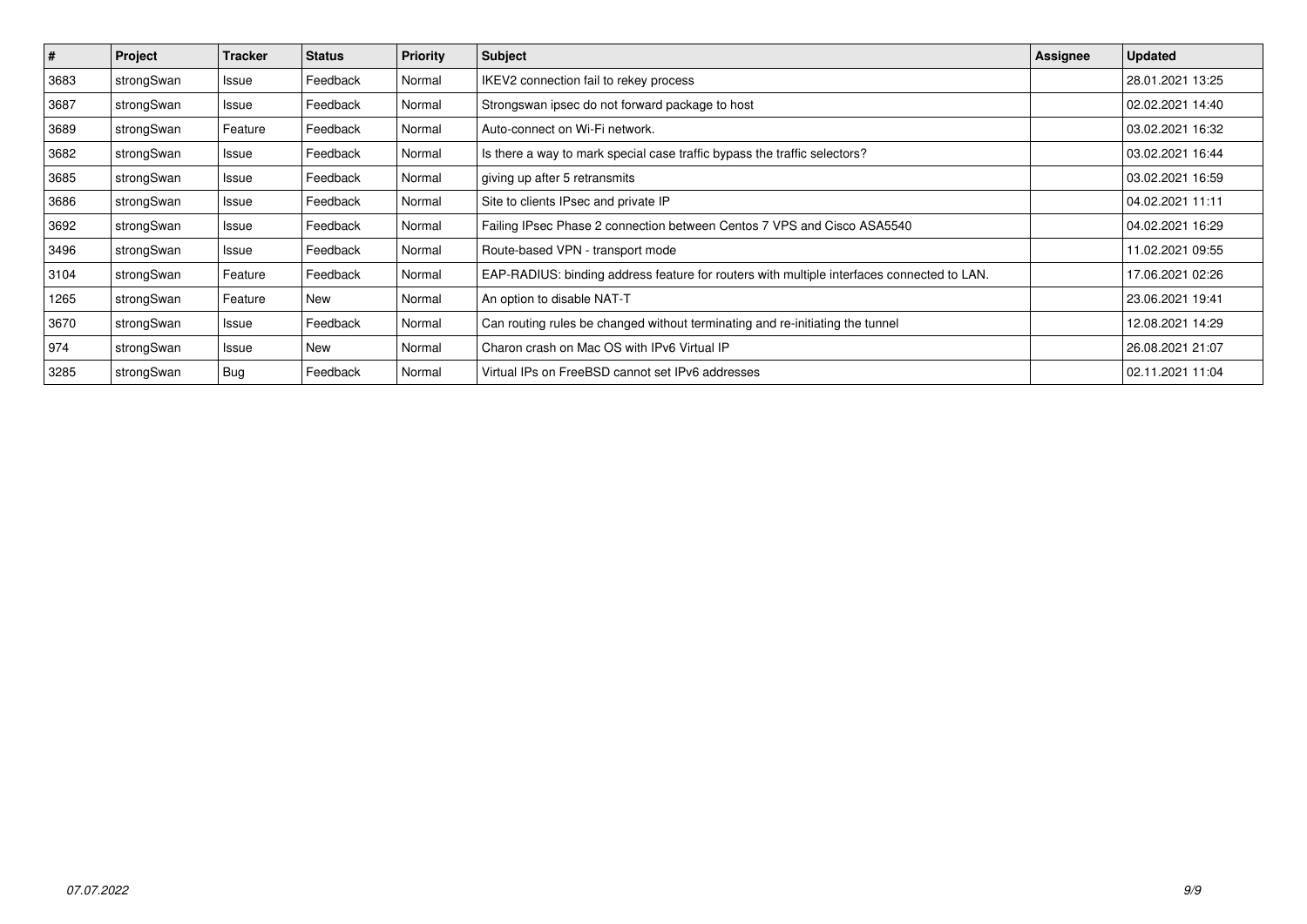| # | Project | Tracker | Status | Priority | Subject | Assignee | Updated |
|---|---|---|---|---|---|---|---|
| 3683 | strongSwan | Issue | Feedback | Normal | IKEV2 connection fail to rekey process | | 28.01.2021 13:25 |
| 3687 | strongSwan | Issue | Feedback | Normal | Strongswan ipsec do not forward package to host | | 02.02.2021 14:40 |
| 3689 | strongSwan | Feature | Feedback | Normal | Auto-connect on Wi-Fi network. | | 03.02.2021 16:32 |
| 3682 | strongSwan | Issue | Feedback | Normal | Is there a way to mark special case traffic bypass the traffic selectors? | | 03.02.2021 16:44 |
| 3685 | strongSwan | Issue | Feedback | Normal | giving up after 5 retransmits | | 03.02.2021 16:59 |
| 3686 | strongSwan | Issue | Feedback | Normal | Site to clients IPsec and private IP | | 04.02.2021 11:11 |
| 3692 | strongSwan | Issue | Feedback | Normal | Failing IPsec Phase 2 connection between Centos 7 VPS and Cisco ASA5540 | | 04.02.2021 16:29 |
| 3496 | strongSwan | Issue | Feedback | Normal | Route-based VPN - transport mode | | 11.02.2021 09:55 |
| 3104 | strongSwan | Feature | Feedback | Normal | EAP-RADIUS: binding address feature for routers with multiple interfaces connected to LAN. | | 17.06.2021 02:26 |
| 1265 | strongSwan | Feature | New | Normal | An option to disable NAT-T | | 23.06.2021 19:41 |
| 3670 | strongSwan | Issue | Feedback | Normal | Can routing rules be changed without terminating and re-initiating the tunnel | | 12.08.2021 14:29 |
| 974 | strongSwan | Issue | New | Normal | Charon crash on Mac OS with IPv6 Virtual IP | | 26.08.2021 21:07 |
| 3285 | strongSwan | Bug | Feedback | Normal | Virtual IPs on FreeBSD cannot set IPv6 addresses | | 02.11.2021 11:04 |

*07.07.2022*